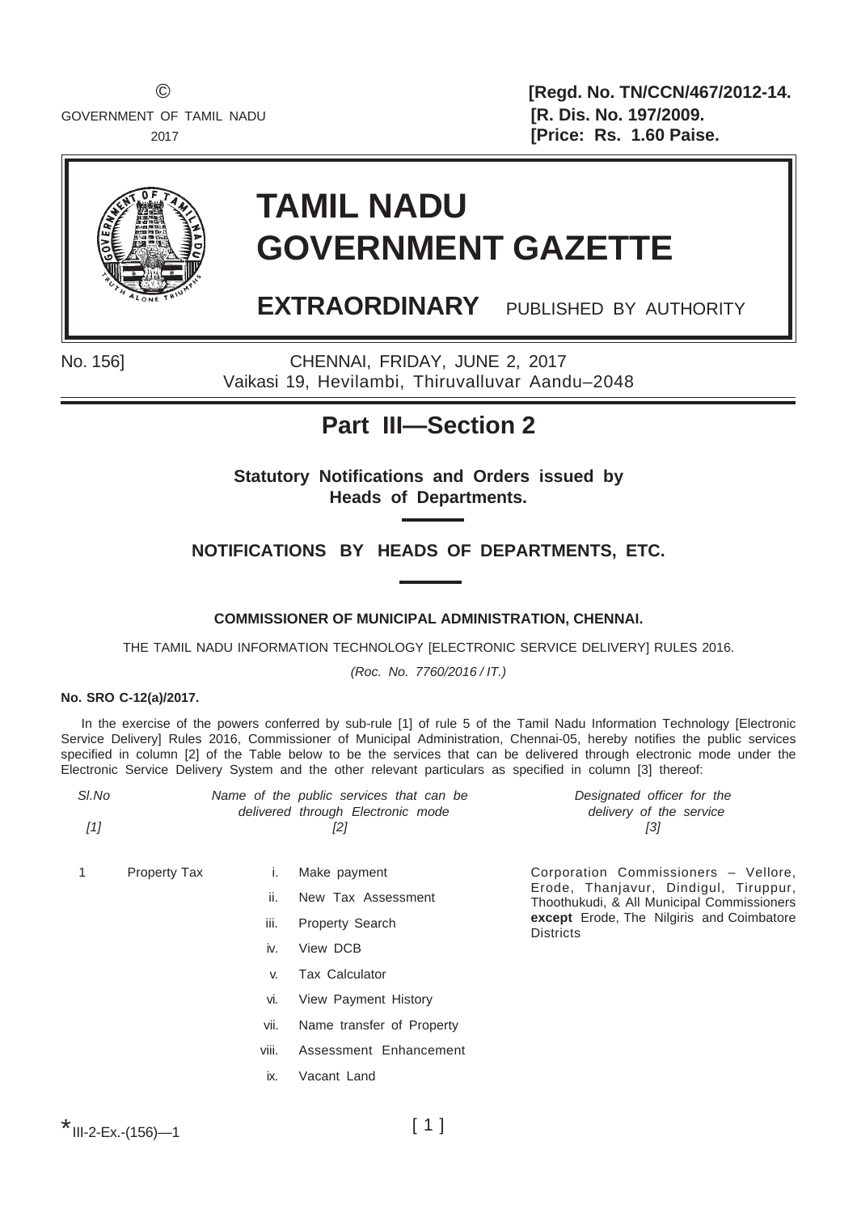© GOVERNMENT OF TAMIL NADU 2017

**[Regd. No. TN/CCN/467/2012-14.**
**[R. Dis. No. 197/2009.**
**[Price: Rs. 1.60 Paise.**

# TAMIL NADU GOVERNMENT GAZETTE

**EXTRAORDINARY** PUBLISHED BY AUTHORITY

No. 156] CHENNAI, FRIDAY, JUNE 2, 2017
Vaikasi 19, Hevilambi, Thiruvalluvar Aandu–2048

## Part III—Section 2

**Statutory Notifications and Orders issued by Heads of Departments.**

### NOTIFICATIONS BY HEADS OF DEPARTMENTS, ETC.

**COMMISSIONER OF MUNICIPAL ADMINISTRATION, CHENNAI.**

THE TAMIL NADU INFORMATION TECHNOLOGY [ELECTRONIC SERVICE DELIVERY] RULES 2016.

*(Roc. No. 7760/2016 / IT.)*

**No. SRO C-12(a)/2017.**

In the exercise of the powers conferred by sub-rule [1] of rule 5 of the Tamil Nadu Information Technology [Electronic Service Delivery] Rules 2016, Commissioner of Municipal Administration, Chennai-05, hereby notifies the public services specified in column [2] of the Table below to be the services that can be delivered through electronic mode under the Electronic Service Delivery System and the other relevant particulars as specified in column [3] thereof:

| *Sl.No* *[1]* | *Name of the public services that can be delivered through Electronic mode* *[2]* | | | *Designated officer for the delivery of the service* *[3]* |
|---|---|---|---|---|
| 1 | Property Tax | i. | Make payment | Corporation Commissioners – Vellore, Erode, Thanjavur, Dindigul, Tiruppur, Thoothukudi, & All Municipal Commissioners **except** Erode, The Nilgiris and Coimbatore Districts |
| | | ii. | New Tax Assessment | |
| | | iii. | Property Search | |
| | | iv. | View DCB | |
| | | v. | Tax Calculator | |
| | | vi. | View Payment History | |
| | | vii. | Name transfer of Property | |
| | | viii. | Assessment Enhancement | |
| | | ix. | Vacant Land | |

*III-2-Ex.-(156)—1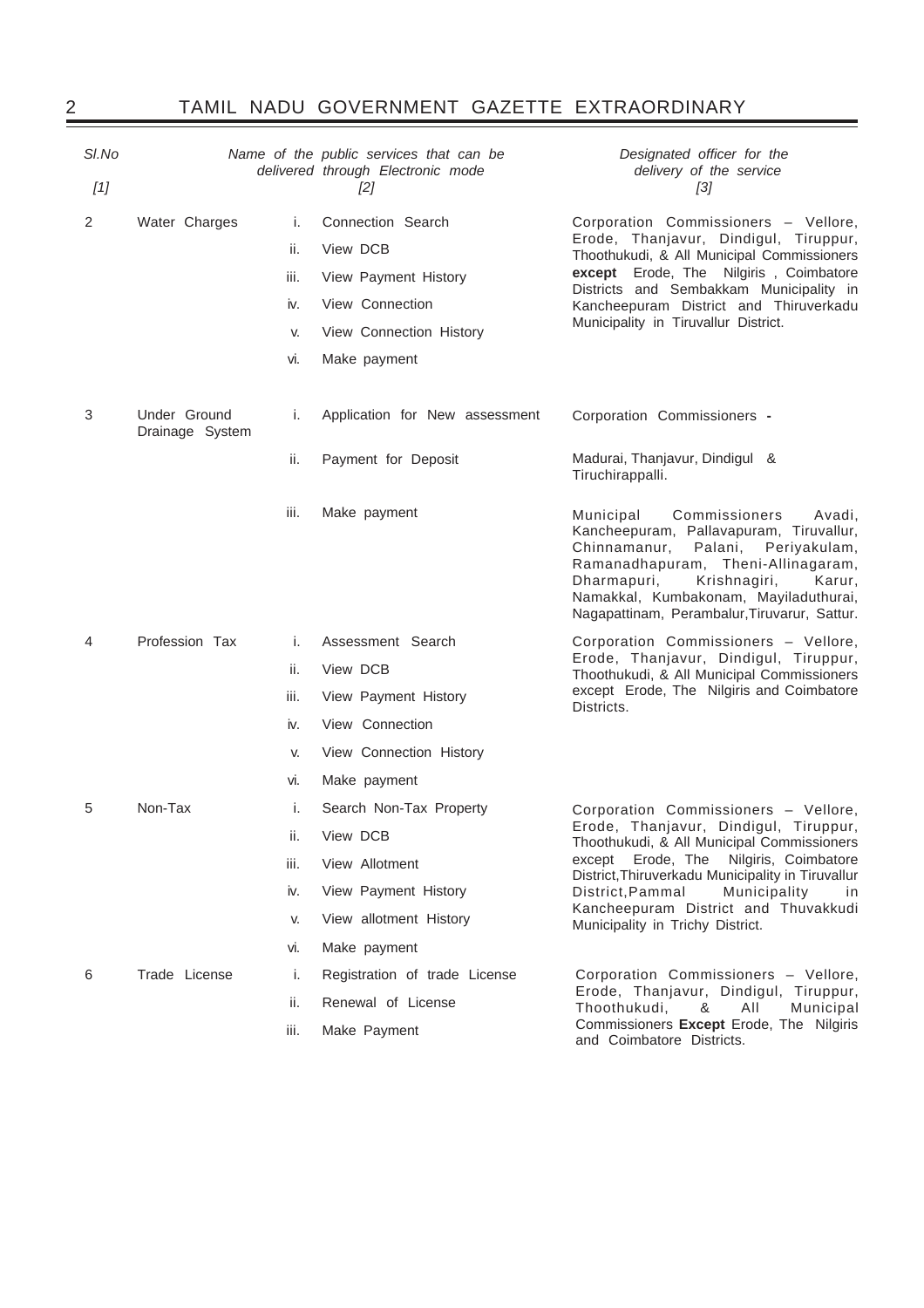| Sl.No [1] | Name of the public services that can be delivered through Electronic mode [2] | | | Designated officer for the delivery of the service [3] |
|---|---|---|---|---|
| 2 | Water Charges | i. | Connection Search | Corporation Commissioners – Vellore, Erode, Thanjavur, Dindigul, Tiruppur, Thoothukudi, & All Municipal Commissioners **except** Erode, The Nilgiris , Coimbatore Districts and Sembakkam Municipality in Kancheepuram District and Thiruverkadu Municipality in Tiruvallur District. |
| | | ii. | View DCB | |
| | | iii. | View Payment History | |
| | | iv. | View Connection | |
| | | v. | View Connection History | |
| | | vi. | Make payment | |
| 3 | Under Ground Drainage System | i. | Application for New assessment | Corporation Commissioners - |
| | | ii. | Payment for Deposit | Madurai, Thanjavur, Dindigul & Tiruchirappalli. |
| | | iii. | Make payment | Municipal Commissioners Avadi, Kancheepuram, Pallavapuram, Tiruvallur, Chinnamanur, Palani, Periyakulam, Ramanadhapuram, Theni-Allinagaram, Dharmapuri, Krishnagiri, Karur, Namakkal, Kumbakonam, Mayiladuthurai, Nagapattinam, Perambalur,Tiruvarur, Sattur. |
| 4 | Profession Tax | i. | Assessment Search | Corporation Commissioners – Vellore, Erode, Thanjavur, Dindigul, Tiruppur, Thoothukudi, & All Municipal Commissioners except Erode, The Nilgiris and Coimbatore Districts. |
| | | ii. | View DCB | |
| | | iii. | View Payment History | |
| | | iv. | View Connection | |
| | | v. | View Connection History | |
| | | vi. | Make payment | |
| 5 | Non-Tax | i. | Search Non-Tax Property | Corporation Commissioners – Vellore, Erode, Thanjavur, Dindigul, Tiruppur, Thoothukudi, & All Municipal Commissioners except Erode, The Nilgiris, Coimbatore District,Thiruverkadu Municipality in Tiruvallur District,Pammal Municipality in Kancheepuram District and Thuvakkudi Municipality in Trichy District. |
| | | ii. | View DCB | |
| | | iii. | View Allotment | |
| | | iv. | View Payment History | |
| | | v. | View allotment History | |
| | | vi. | Make payment | |
| 6 | Trade License | i. | Registration of trade License | Corporation Commissioners – Vellore, Erode, Thanjavur, Dindigul, Tiruppur, Thoothukudi, & All Municipal Commissioners **Except** Erode, The Nilgiris and Coimbatore Districts. |
| | | ii. | Renewal of License | |
| | | iii. | Make Payment | |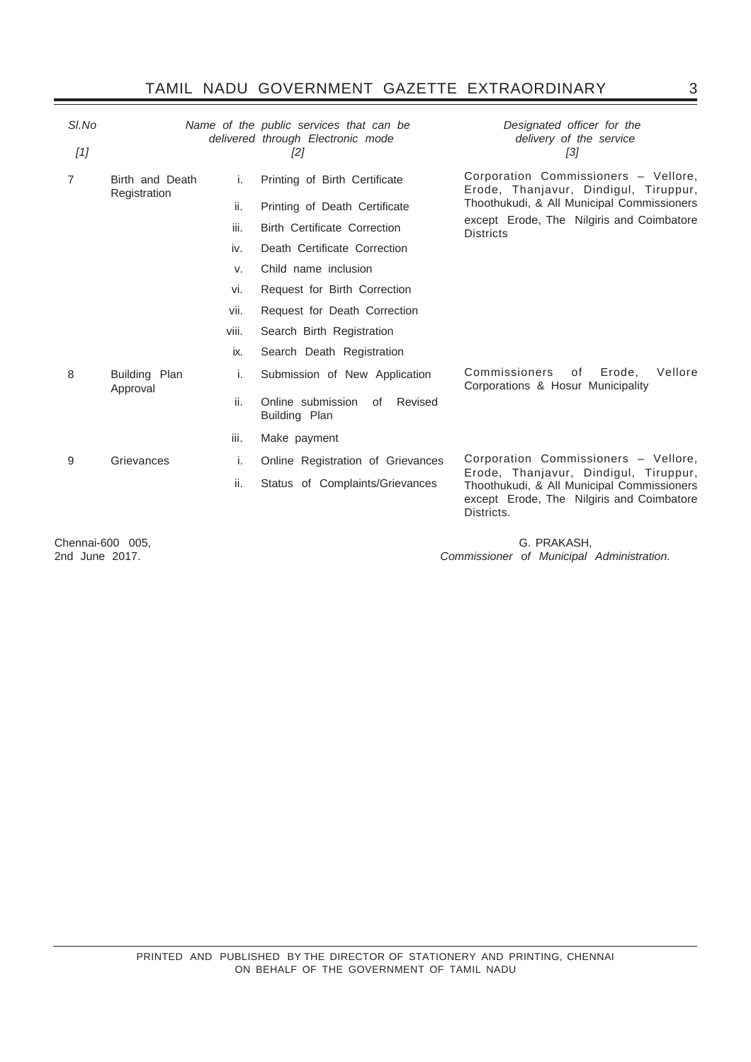| Sl.No [1] | Name of the public services that can be delivered through Electronic mode [2] | | | Designated officer for the delivery of the service [3] |
|---|---|---|---|---|
| 7 | Birth and Death Registration | i. | Printing of Birth Certificate | Corporation Commissioners – Vellore, Erode, Thanjavur, Dindigul, Tiruppur, Thoothukudi, & All Municipal Commissioners except Erode, The Nilgiris and Coimbatore Districts |
| | | ii. | Printing of Death Certificate | |
| | | iii. | Birth Certificate Correction | |
| | | iv. | Death Certificate Correction | |
| | | v. | Child name inclusion | |
| | | vi. | Request for Birth Correction | |
| | | vii. | Request for Death Correction | |
| | | viii. | Search Birth Registration | |
| | | ix. | Search Death Registration | |
| 8 | Building Plan Approval | i. | Submission of New Application | Commissioners of Erode, Vellore Corporations & Hosur Municipality |
| | | ii. | Online submission of Revised Building Plan | |
| | | iii. | Make payment | |
| 9 | Grievances | i. | Online Registration of Grievances | Corporation Commissioners – Vellore, Erode, Thanjavur, Dindigul, Tiruppur, Thoothukudi, & All Municipal Commissioners except Erode, The Nilgiris and Coimbatore Districts. |
| | | ii. | Status of Complaints/Grievances | |

Chennai-600 005,
2nd June 2017.

G. PRAKASH,
*Commissioner of Municipal Administration.*

PRINTED AND PUBLISHED BY THE DIRECTOR OF STATIONERY AND PRINTING, CHENNAI ON BEHALF OF THE GOVERNMENT OF TAMIL NADU